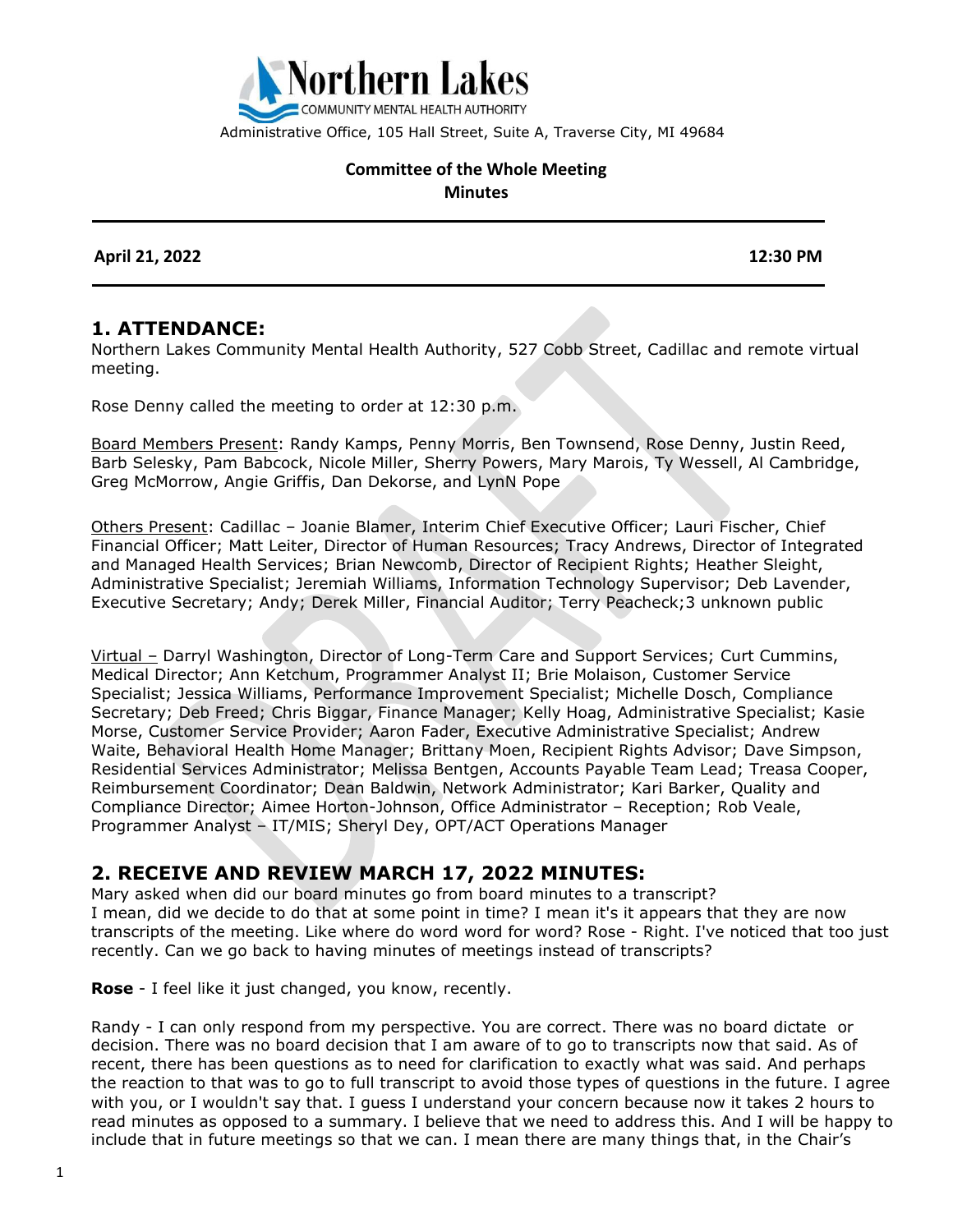Northern Lakes COMMUNITY MENTAL HEALTH AUTHORITY

Administrative Office, 105 Hall Street, Suite A, Traverse City, MI 49684

**Committee of the Whole Meeting**
**Minutes**

**April 21, 2022** **12:30 PM**

## 1. ATTENDANCE:

Northern Lakes Community Mental Health Authority, 527 Cobb Street, Cadillac and remote virtual meeting.

Rose Denny called the meeting to order at 12:30 p.m.

Board Members Present: Randy Kamps, Penny Morris, Ben Townsend, Rose Denny, Justin Reed, Barb Selesky, Pam Babcock, Nicole Miller, Sherry Powers, Mary Marois, Ty Wessell, Al Cambridge, Greg McMorrow, Angie Griffis, Dan Dekorse, and LynN Pope

Others Present: Cadillac – Joanie Blamer, Interim Chief Executive Officer; Lauri Fischer, Chief Financial Officer; Matt Leiter, Director of Human Resources; Tracy Andrews, Director of Integrated and Managed Health Services; Brian Newcomb, Director of Recipient Rights; Heather Sleight, Administrative Specialist; Jeremiah Williams, Information Technology Supervisor; Deb Lavender, Executive Secretary; Andy; Derek Miller, Financial Auditor; Terry Peacheck;3 unknown public

Virtual – Darryl Washington, Director of Long-Term Care and Support Services; Curt Cummins, Medical Director; Ann Ketchum, Programmer Analyst II; Brie Molaison, Customer Service Specialist; Jessica Williams, Performance Improvement Specialist; Michelle Dosch, Compliance Secretary; Deb Freed; Chris Biggar, Finance Manager; Kelly Hoag, Administrative Specialist; Kasie Morse, Customer Service Provider; Aaron Fader, Executive Administrative Specialist; Andrew Waite, Behavioral Health Home Manager; Brittany Moen, Recipient Rights Advisor; Dave Simpson, Residential Services Administrator; Melissa Bentgen, Accounts Payable Team Lead; Treasa Cooper, Reimbursement Coordinator; Dean Baldwin, Network Administrator; Kari Barker, Quality and Compliance Director; Aimee Horton-Johnson, Office Administrator – Reception; Rob Veale, Programmer Analyst – IT/MIS; Sheryl Dey, OPT/ACT Operations Manager

## 2. RECEIVE AND REVIEW MARCH 17, 2022 MINUTES:

Mary asked when did our board minutes go from board minutes to a transcript? I mean, did we decide to do that at some point in time? I mean it's it appears that they are now transcripts of the meeting. Like where do word word for word? Rose - Right. I've noticed that too just recently. Can we go back to having minutes of meetings instead of transcripts?

**Rose** - I feel like it just changed, you know, recently.

Randy - I can only respond from my perspective. You are correct. There was no board dictate or decision. There was no board decision that I am aware of to go to transcripts now that said. As of recent, there has been questions as to need for clarification to exactly what was said. And perhaps the reaction to that was to go to full transcript to avoid those types of questions in the future. I agree with you, or I wouldn't say that. I guess I understand your concern because now it takes 2 hours to read minutes as opposed to a summary. I believe that we need to address this. And I will be happy to include that in future meetings so that we can. I mean there are many things that, in the Chair's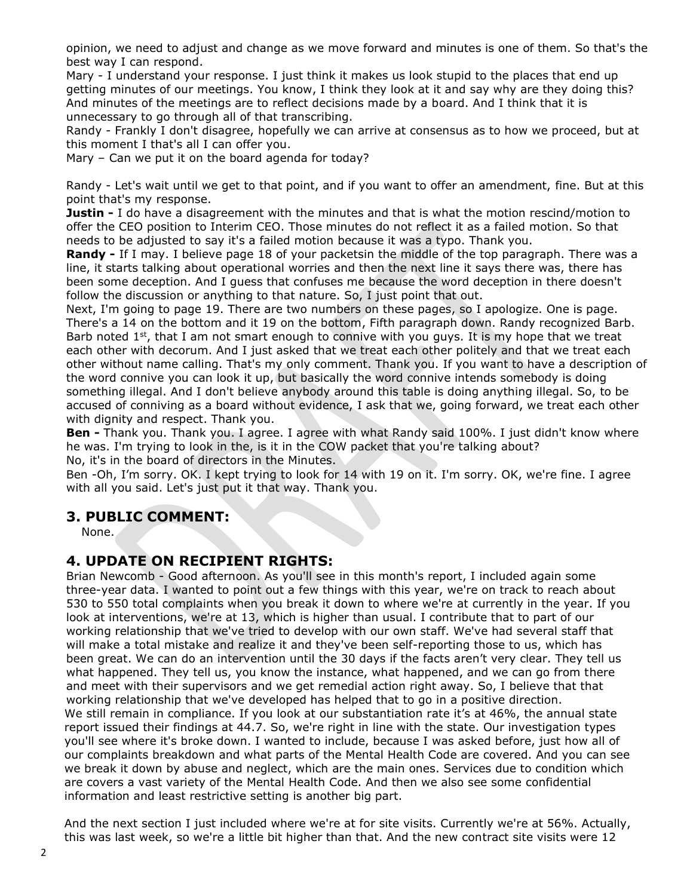opinion, we need to adjust and change as we move forward and minutes is one of them. So that's the best way I can respond.

Mary - I understand your response. I just think it makes us look stupid to the places that end up getting minutes of our meetings. You know, I think they look at it and say why are they doing this? And minutes of the meetings are to reflect decisions made by a board. And I think that it is unnecessary to go through all of that transcribing.

Randy - Frankly I don't disagree, hopefully we can arrive at consensus as to how we proceed, but at this moment I that's all I can offer you.

Mary – Can we put it on the board agenda for today?

Randy - Let's wait until we get to that point, and if you want to offer an amendment, fine. But at this point that's my response.

**Justin -** I do have a disagreement with the minutes and that is what the motion rescind/motion to offer the CEO position to Interim CEO. Those minutes do not reflect it as a failed motion. So that needs to be adjusted to say it's a failed motion because it was a typo. Thank you.

**Randy -** If I may. I believe page 18 of your packetsin the middle of the top paragraph. There was a line, it starts talking about operational worries and then the next line it says there was, there has been some deception. And I guess that confuses me because the word deception in there doesn't follow the discussion or anything to that nature. So, I just point that out.

Next, I'm going to page 19. There are two numbers on these pages, so I apologize. One is page. There's a 14 on the bottom and it 19 on the bottom, Fifth paragraph down. Randy recognized Barb. Barb noted 1st, that I am not smart enough to connive with you guys. It is my hope that we treat each other with decorum. And I just asked that we treat each other politely and that we treat each other without name calling. That's my only comment. Thank you. If you want to have a description of the word connive you can look it up, but basically the word connive intends somebody is doing something illegal. And I don't believe anybody around this table is doing anything illegal. So, to be accused of conniving as a board without evidence, I ask that we, going forward, we treat each other with dignity and respect. Thank you.

**Ben -** Thank you. Thank you. I agree. I agree with what Randy said 100%. I just didn't know where he was. I'm trying to look in the, is it in the COW packet that you're talking about?

No, it's in the board of directors in the Minutes.

Ben -Oh, I'm sorry. OK. I kept trying to look for 14 with 19 on it. I'm sorry. OK, we're fine. I agree with all you said. Let's just put it that way. Thank you.

## 3. PUBLIC COMMENT:

None.

## 4. UPDATE ON RECIPIENT RIGHTS:

Brian Newcomb - Good afternoon. As you'll see in this month's report, I included again some three-year data. I wanted to point out a few things with this year, we're on track to reach about 530 to 550 total complaints when you break it down to where we're at currently in the year. If you look at interventions, we're at 13, which is higher than usual. I contribute that to part of our working relationship that we've tried to develop with our own staff. We've had several staff that will make a total mistake and realize it and they've been self-reporting those to us, which has been great. We can do an intervention until the 30 days if the facts aren't very clear. They tell us what happened. They tell us, you know the instance, what happened, and we can go from there and meet with their supervisors and we get remedial action right away. So, I believe that that working relationship that we've developed has helped that to go in a positive direction.

We still remain in compliance. If you look at our substantiation rate it's at 46%, the annual state report issued their findings at 44.7. So, we're right in line with the state. Our investigation types you'll see where it's broke down. I wanted to include, because I was asked before, just how all of our complaints breakdown and what parts of the Mental Health Code are covered. And you can see we break it down by abuse and neglect, which are the main ones. Services due to condition which are covers a vast variety of the Mental Health Code. And then we also see some confidential information and least restrictive setting is another big part.

And the next section I just included where we're at for site visits. Currently we're at 56%. Actually, this was last week, so we're a little bit higher than that. And the new contract site visits were 12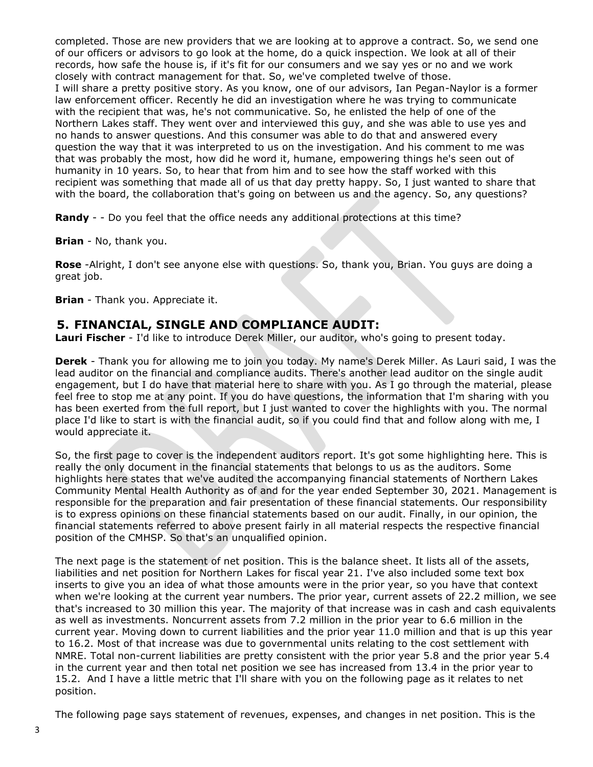completed. Those are new providers that we are looking at to approve a contract. So, we send one of our officers or advisors to go look at the home, do a quick inspection. We look at all of their records, how safe the house is, if it's fit for our consumers and we say yes or no and we work closely with contract management for that. So, we've completed twelve of those.
I will share a pretty positive story. As you know, one of our advisors, Ian Pegan-Naylor is a former law enforcement officer. Recently he did an investigation where he was trying to communicate with the recipient that was, he's not communicative. So, he enlisted the help of one of the Northern Lakes staff. They went over and interviewed this guy, and she was able to use yes and no hands to answer questions. And this consumer was able to do that and answered every question the way that it was interpreted to us on the investigation. And his comment to me was that was probably the most, how did he word it, humane, empowering things he's seen out of humanity in 10 years. So, to hear that from him and to see how the staff worked with this recipient was something that made all of us that day pretty happy. So, I just wanted to share that with the board, the collaboration that's going on between us and the agency. So, any questions?

**Randy** - - Do you feel that the office needs any additional protections at this time?

**Brian** - No, thank you.

**Rose** -Alright, I don't see anyone else with questions. So, thank you, Brian. You guys are doing a great job.

**Brian** - Thank you. Appreciate it.

## 5. FINANCIAL, SINGLE AND COMPLIANCE AUDIT:

**Lauri Fischer** - I'd like to introduce Derek Miller, our auditor, who's going to present today.

**Derek** - Thank you for allowing me to join you today. My name's Derek Miller. As Lauri said, I was the lead auditor on the financial and compliance audits. There's another lead auditor on the single audit engagement, but I do have that material here to share with you. As I go through the material, please feel free to stop me at any point. If you do have questions, the information that I'm sharing with you has been exerted from the full report, but I just wanted to cover the highlights with you. The normal place I'd like to start is with the financial audit, so if you could find that and follow along with me, I would appreciate it.

So, the first page to cover is the independent auditors report. It's got some highlighting here. This is really the only document in the financial statements that belongs to us as the auditors. Some highlights here states that we've audited the accompanying financial statements of Northern Lakes Community Mental Health Authority as of and for the year ended September 30, 2021. Management is responsible for the preparation and fair presentation of these financial statements. Our responsibility is to express opinions on these financial statements based on our audit. Finally, in our opinion, the financial statements referred to above present fairly in all material respects the respective financial position of the CMHSP. So that's an unqualified opinion.

The next page is the statement of net position. This is the balance sheet. It lists all of the assets, liabilities and net position for Northern Lakes for fiscal year 21. I've also included some text box inserts to give you an idea of what those amounts were in the prior year, so you have that context when we're looking at the current year numbers. The prior year, current assets of 22.2 million, we see that's increased to 30 million this year. The majority of that increase was in cash and cash equivalents as well as investments. Noncurrent assets from 7.2 million in the prior year to 6.6 million in the current year. Moving down to current liabilities and the prior year 11.0 million and that is up this year to 16.2. Most of that increase was due to governmental units relating to the cost settlement with NMRE. Total non-current liabilities are pretty consistent with the prior year 5.8 and the prior year 5.4 in the current year and then total net position we see has increased from 13.4 in the prior year to 15.2. And I have a little metric that I'll share with you on the following page as it relates to net position.

The following page says statement of revenues, expenses, and changes in net position. This is the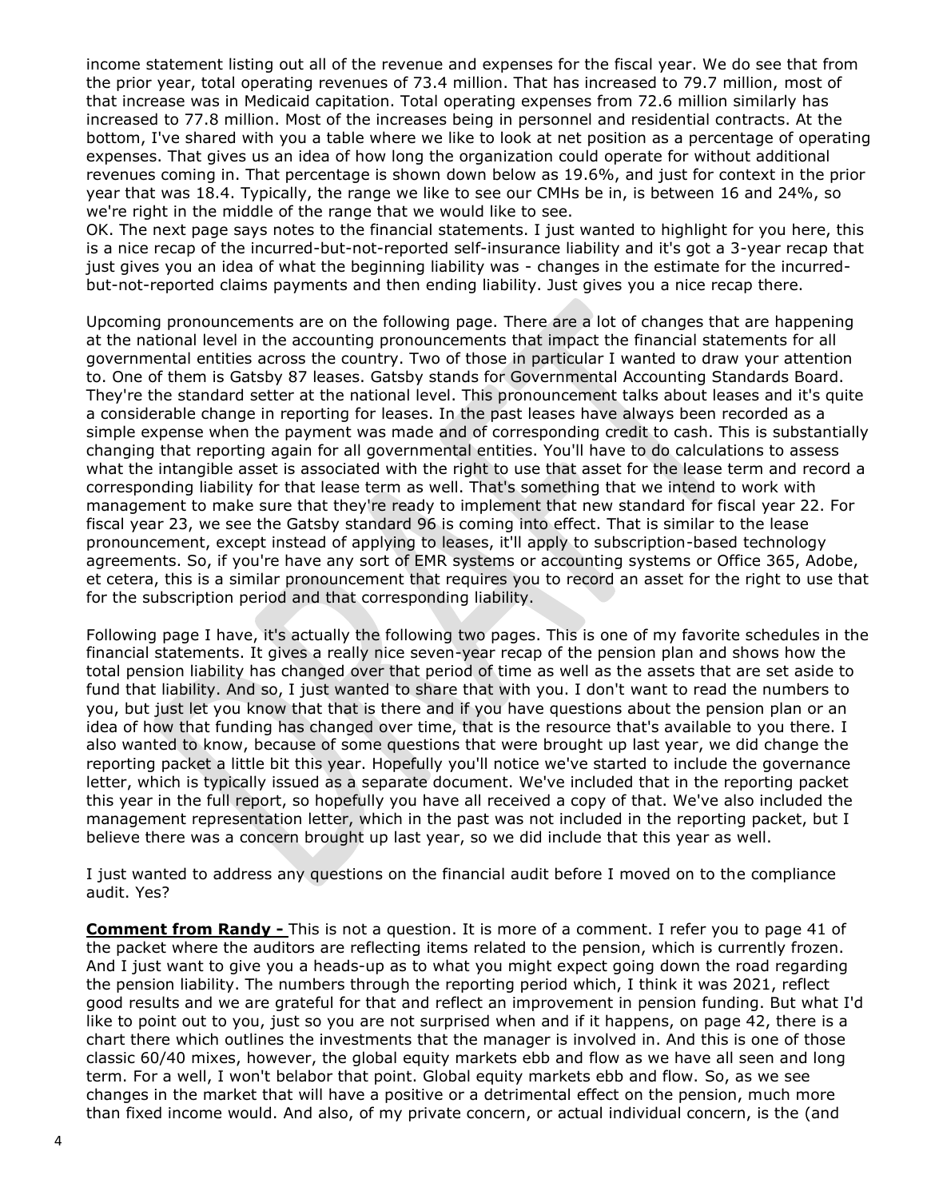income statement listing out all of the revenue and expenses for the fiscal year. We do see that from the prior year, total operating revenues of 73.4 million. That has increased to 79.7 million, most of that increase was in Medicaid capitation. Total operating expenses from 72.6 million similarly has increased to 77.8 million. Most of the increases being in personnel and residential contracts. At the bottom, I've shared with you a table where we like to look at net position as a percentage of operating expenses. That gives us an idea of how long the organization could operate for without additional revenues coming in. That percentage is shown down below as 19.6%, and just for context in the prior year that was 18.4. Typically, the range we like to see our CMHs be in, is between 16 and 24%, so we're right in the middle of the range that we would like to see.
OK. The next page says notes to the financial statements. I just wanted to highlight for you here, this is a nice recap of the incurred-but-not-reported self-insurance liability and it's got a 3-year recap that just gives you an idea of what the beginning liability was - changes in the estimate for the incurred-but-not-reported claims payments and then ending liability. Just gives you a nice recap there.

Upcoming pronouncements are on the following page. There are a lot of changes that are happening at the national level in the accounting pronouncements that impact the financial statements for all governmental entities across the country. Two of those in particular I wanted to draw your attention to. One of them is Gatsby 87 leases. Gatsby stands for Governmental Accounting Standards Board. They're the standard setter at the national level. This pronouncement talks about leases and it's quite a considerable change in reporting for leases. In the past leases have always been recorded as a simple expense when the payment was made and of corresponding credit to cash. This is substantially changing that reporting again for all governmental entities. You'll have to do calculations to assess what the intangible asset is associated with the right to use that asset for the lease term and record a corresponding liability for that lease term as well. That's something that we intend to work with management to make sure that they're ready to implement that new standard for fiscal year 22. For fiscal year 23, we see the Gatsby standard 96 is coming into effect. That is similar to the lease pronouncement, except instead of applying to leases, it'll apply to subscription-based technology agreements. So, if you're have any sort of EMR systems or accounting systems or Office 365, Adobe, et cetera, this is a similar pronouncement that requires you to record an asset for the right to use that for the subscription period and that corresponding liability.

Following page I have, it's actually the following two pages. This is one of my favorite schedules in the financial statements. It gives a really nice seven-year recap of the pension plan and shows how the total pension liability has changed over that period of time as well as the assets that are set aside to fund that liability. And so, I just wanted to share that with you. I don't want to read the numbers to you, but just let you know that that is there and if you have questions about the pension plan or an idea of how that funding has changed over time, that is the resource that's available to you there. I also wanted to know, because of some questions that were brought up last year, we did change the reporting packet a little bit this year. Hopefully you'll notice we've started to include the governance letter, which is typically issued as a separate document. We've included that in the reporting packet this year in the full report, so hopefully you have all received a copy of that. We've also included the management representation letter, which in the past was not included in the reporting packet, but I believe there was a concern brought up last year, so we did include that this year as well.

I just wanted to address any questions on the financial audit before I moved on to the compliance audit. Yes?

**Comment from Randy -** This is not a question. It is more of a comment. I refer you to page 41 of the packet where the auditors are reflecting items related to the pension, which is currently frozen. And I just want to give you a heads-up as to what you might expect going down the road regarding the pension liability. The numbers through the reporting period which, I think it was 2021, reflect good results and we are grateful for that and reflect an improvement in pension funding. But what I'd like to point out to you, just so you are not surprised when and if it happens, on page 42, there is a chart there which outlines the investments that the manager is involved in. And this is one of those classic 60/40 mixes, however, the global equity markets ebb and flow as we have all seen and long term. For a well, I won't belabor that point. Global equity markets ebb and flow. So, as we see changes in the market that will have a positive or a detrimental effect on the pension, much more than fixed income would. And also, of my private concern, or actual individual concern, is the (and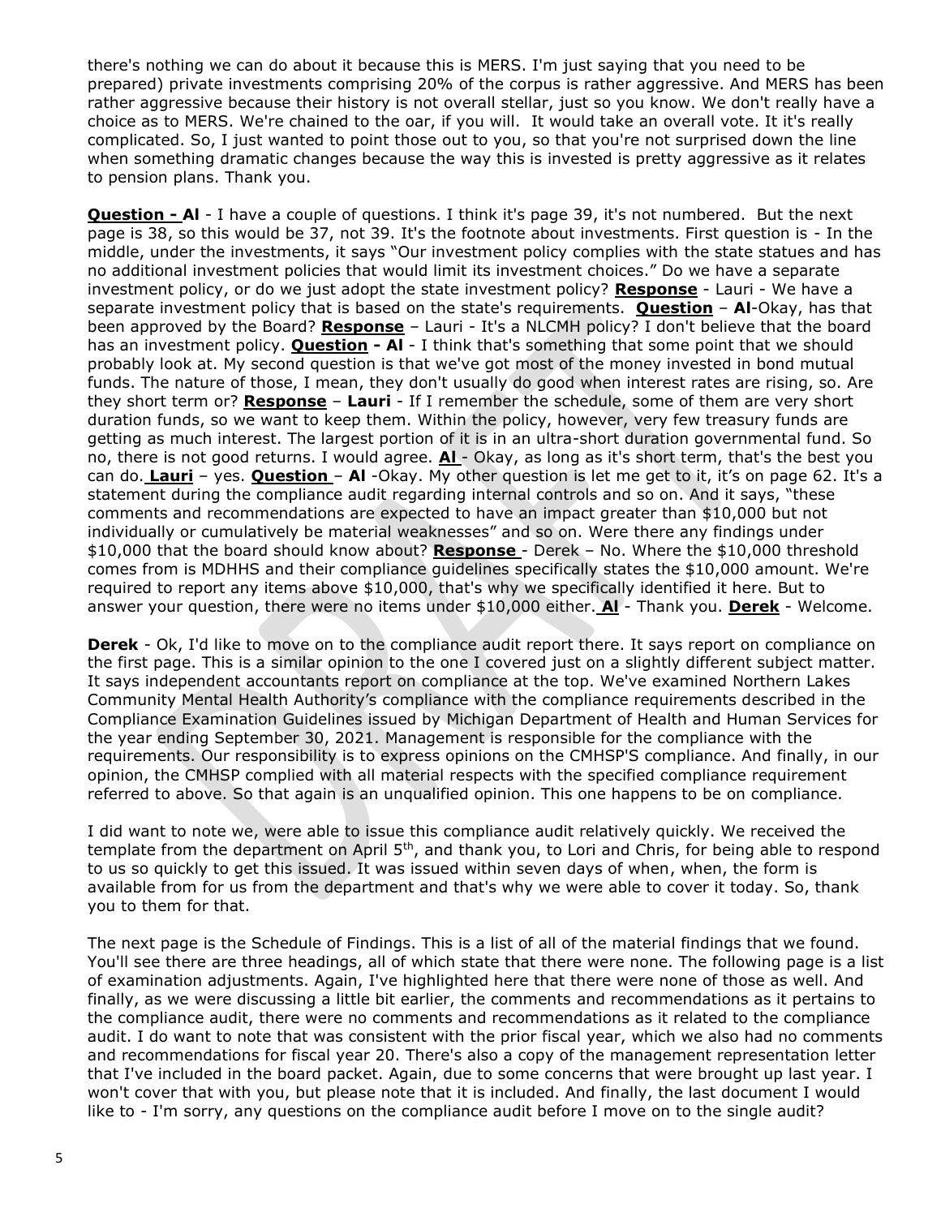there's nothing we can do about it because this is MERS. I'm just saying that you need to be prepared) private investments comprising 20% of the corpus is rather aggressive. And MERS has been rather aggressive because their history is not overall stellar, just so you know. We don't really have a choice as to MERS. We're chained to the oar, if you will. It would take an overall vote. It it's really complicated. So, I just wanted to point those out to you, so that you're not surprised down the line when something dramatic changes because the way this is invested is pretty aggressive as it relates to pension plans. Thank you.

**Question - Al** - I have a couple of questions. I think it's page 39, it's not numbered. But the next page is 38, so this would be 37, not 39. It's the footnote about investments. First question is - In the middle, under the investments, it says "Our investment policy complies with the state statues and has no additional investment policies that would limit its investment choices." Do we have a separate investment policy, or do we just adopt the state investment policy? **Response** - Lauri - We have a separate investment policy that is based on the state's requirements. **Question** – **Al**-Okay, has that been approved by the Board? **Response** – Lauri - It's a NLCMH policy? I don't believe that the board has an investment policy. **Question - Al** - I think that's something that some point that we should probably look at. My second question is that we've got most of the money invested in bond mutual funds. The nature of those, I mean, they don't usually do good when interest rates are rising, so. Are they short term or? **Response** – **Lauri** - If I remember the schedule, some of them are very short duration funds, so we want to keep them. Within the policy, however, very few treasury funds are getting as much interest. The largest portion of it is in an ultra-short duration governmental fund. So no, there is not good returns. I would agree. **Al** - Okay, as long as it's short term, that's the best you can do. **Lauri** – yes. **Question** – **Al** -Okay. My other question is let me get to it, it's on page 62. It's a statement during the compliance audit regarding internal controls and so on. And it says, "these comments and recommendations are expected to have an impact greater than $10,000 but not individually or cumulatively be material weaknesses" and so on. Were there any findings under $10,000 that the board should know about? **Response** - Derek – No. Where the $10,000 threshold comes from is MDHHS and their compliance guidelines specifically states the $10,000 amount. We're required to report any items above $10,000, that's why we specifically identified it here. But to answer your question, there were no items under $10,000 either. **Al** - Thank you. **Derek** - Welcome.

**Derek** - Ok, I'd like to move on to the compliance audit report there. It says report on compliance on the first page. This is a similar opinion to the one I covered just on a slightly different subject matter. It says independent accountants report on compliance at the top. We've examined Northern Lakes Community Mental Health Authority's compliance with the compliance requirements described in the Compliance Examination Guidelines issued by Michigan Department of Health and Human Services for the year ending September 30, 2021. Management is responsible for the compliance with the requirements. Our responsibility is to express opinions on the CMHSP'S compliance. And finally, in our opinion, the CMHSP complied with all material respects with the specified compliance requirement referred to above. So that again is an unqualified opinion. This one happens to be on compliance.

I did want to note we, were able to issue this compliance audit relatively quickly. We received the template from the department on April 5th, and thank you, to Lori and Chris, for being able to respond to us so quickly to get this issued. It was issued within seven days of when, when, the form is available from for us from the department and that's why we were able to cover it today. So, thank you to them for that.

The next page is the Schedule of Findings. This is a list of all of the material findings that we found. You'll see there are three headings, all of which state that there were none. The following page is a list of examination adjustments. Again, I've highlighted here that there were none of those as well. And finally, as we were discussing a little bit earlier, the comments and recommendations as it pertains to the compliance audit, there were no comments and recommendations as it related to the compliance audit. I do want to note that was consistent with the prior fiscal year, which we also had no comments and recommendations for fiscal year 20. There's also a copy of the management representation letter that I've included in the board packet. Again, due to some concerns that were brought up last year. I won't cover that with you, but please note that it is included. And finally, the last document I would like to - I'm sorry, any questions on the compliance audit before I move on to the single audit?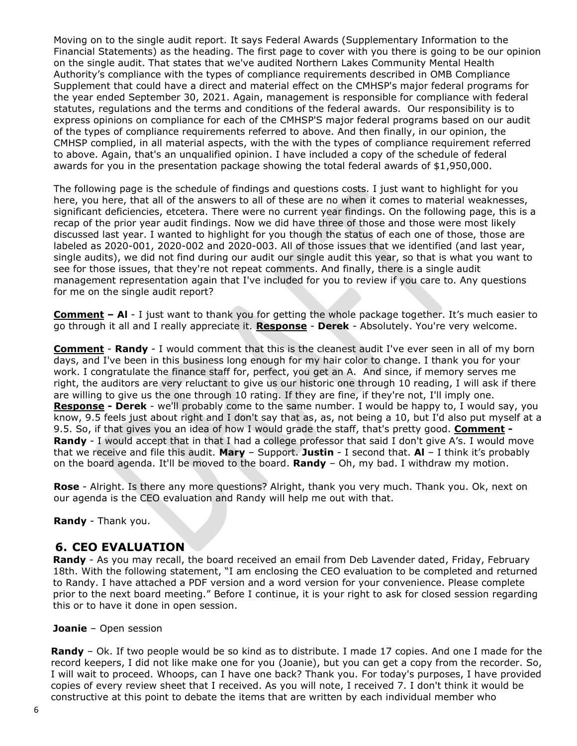Moving on to the single audit report. It says Federal Awards (Supplementary Information to the Financial Statements) as the heading. The first page to cover with you there is going to be our opinion on the single audit. That states that we've audited Northern Lakes Community Mental Health Authority's compliance with the types of compliance requirements described in OMB Compliance Supplement that could have a direct and material effect on the CMHSP's major federal programs for the year ended September 30, 2021. Again, management is responsible for compliance with federal statutes, regulations and the terms and conditions of the federal awards. Our responsibility is to express opinions on compliance for each of the CMHSP'S major federal programs based on our audit of the types of compliance requirements referred to above. And then finally, in our opinion, the CMHSP complied, in all material aspects, with the with the types of compliance requirement referred to above. Again, that's an unqualified opinion. I have included a copy of the schedule of federal awards for you in the presentation package showing the total federal awards of $1,950,000.

The following page is the schedule of findings and questions costs. I just want to highlight for you here, you here, that all of the answers to all of these are no when it comes to material weaknesses, significant deficiencies, etcetera. There were no current year findings. On the following page, this is a recap of the prior year audit findings. Now we did have three of those and those were most likely discussed last year. I wanted to highlight for you though the status of each one of those, those are labeled as 2020-001, 2020-002 and 2020-003. All of those issues that we identified (and last year, single audits), we did not find during our audit our single audit this year, so that is what you want to see for those issues, that they're not repeat comments. And finally, there is a single audit management representation again that I've included for you to review if you care to. Any questions for me on the single audit report?

**<u>Comment</u> – Al** - I just want to thank you for getting the whole package together. It's much easier to go through it all and I really appreciate it. **<u>Response</u>** - **Derek** - Absolutely. You're very welcome.

**<u>Comment</u>** - **Randy** - I would comment that this is the cleanest audit I've ever seen in all of my born days, and I've been in this business long enough for my hair color to change. I thank you for your work. I congratulate the finance staff for, perfect, you get an A. And since, if memory serves me right, the auditors are very reluctant to give us our historic one through 10 reading, I will ask if there are willing to give us the one through 10 rating. If they are fine, if they're not, I'll imply one. **<u>Response</u> - Derek** - we'll probably come to the same number. I would be happy to, I would say, you know, 9.5 feels just about right and I don't say that as, as, not being a 10, but I'd also put myself at a 9.5. So, if that gives you an idea of how I would grade the staff, that's pretty good. **<u>Comment</u> - Randy** - I would accept that in that I had a college professor that said I don't give A's. I would move that we receive and file this audit. **Mary** – Support. **Justin** - I second that. **Al** – I think it's probably on the board agenda. It'll be moved to the board. **Randy** – Oh, my bad. I withdraw my motion.

**Rose** - Alright. Is there any more questions? Alright, thank you very much. Thank you. Ok, next on our agenda is the CEO evaluation and Randy will help me out with that.

**Randy** - Thank you.

## 6. CEO EVALUATION

**Randy** - As you may recall, the board received an email from Deb Lavender dated, Friday, February 18th. With the following statement, "I am enclosing the CEO evaluation to be completed and returned to Randy. I have attached a PDF version and a word version for your convenience. Please complete prior to the next board meeting." Before I continue, it is your right to ask for closed session regarding this or to have it done in open session.

**Joanie** – Open session

**Randy** – Ok. If two people would be so kind as to distribute. I made 17 copies. And one I made for the record keepers, I did not like make one for you (Joanie), but you can get a copy from the recorder. So, I will wait to proceed. Whoops, can I have one back? Thank you. For today's purposes, I have provided copies of every review sheet that I received. As you will note, I received 7. I don't think it would be constructive at this point to debate the items that are written by each individual member who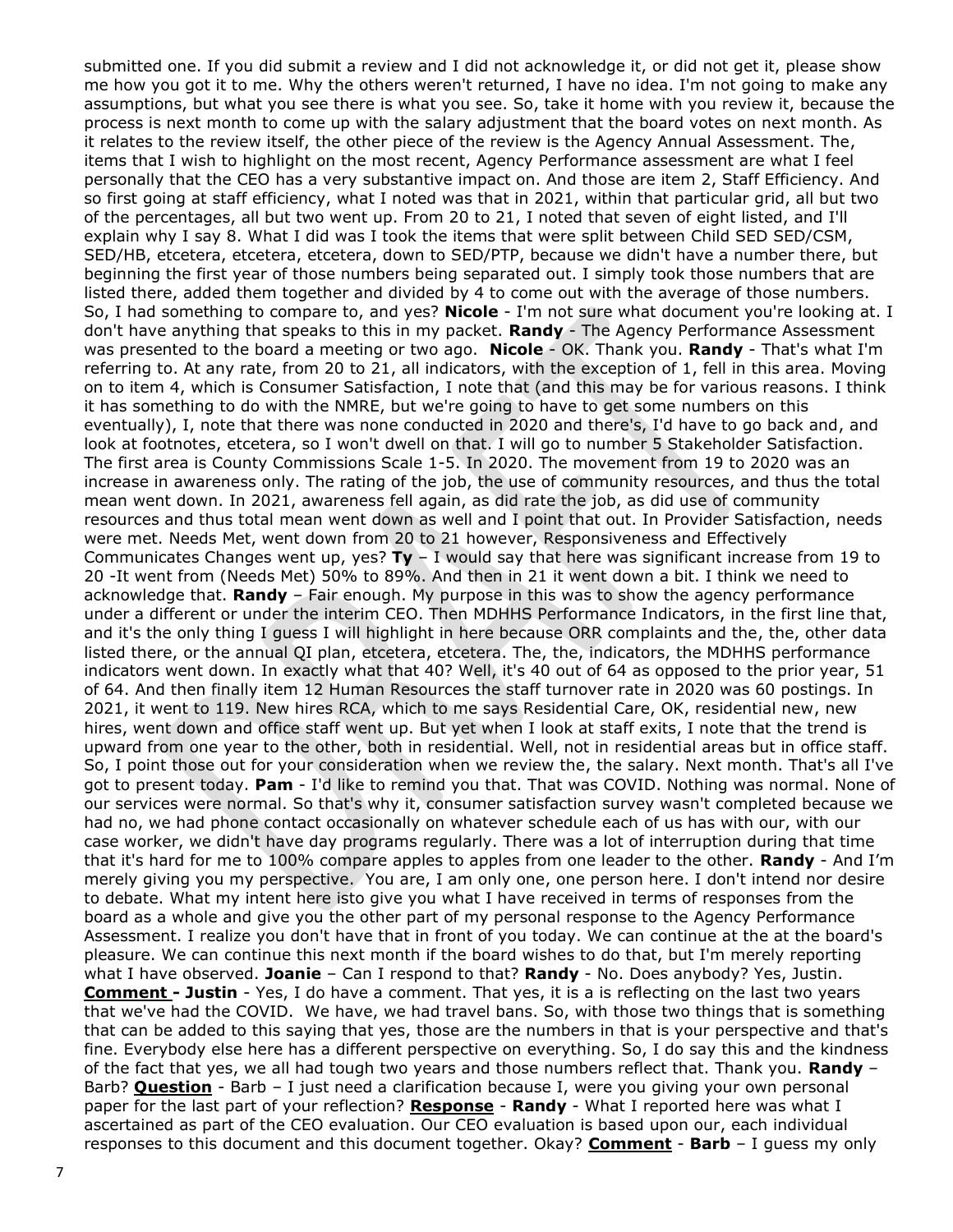submitted one. If you did submit a review and I did not acknowledge it, or did not get it, please show me how you got it to me. Why the others weren't returned, I have no idea. I'm not going to make any assumptions, but what you see there is what you see. So, take it home with you review it, because the process is next month to come up with the salary adjustment that the board votes on next month. As it relates to the review itself, the other piece of the review is the Agency Annual Assessment. The, items that I wish to highlight on the most recent, Agency Performance assessment are what I feel personally that the CEO has a very substantive impact on. And those are item 2, Staff Efficiency. And so first going at staff efficiency, what I noted was that in 2021, within that particular grid, all but two of the percentages, all but two went up. From 20 to 21, I noted that seven of eight listed, and I'll explain why I say 8. What I did was I took the items that were split between Child SED SED/CSM, SED/HB, etcetera, etcetera, etcetera, down to SED/PTP, because we didn't have a number there, but beginning the first year of those numbers being separated out. I simply took those numbers that are listed there, added them together and divided by 4 to come out with the average of those numbers. So, I had something to compare to, and yes? **Nicole** - I'm not sure what document you're looking at. I don't have anything that speaks to this in my packet. **Randy** - The Agency Performance Assessment was presented to the board a meeting or two ago. **Nicole** - OK. Thank you. **Randy** - That's what I'm referring to. At any rate, from 20 to 21, all indicators, with the exception of 1, fell in this area. Moving on to item 4, which is Consumer Satisfaction, I note that (and this may be for various reasons. I think it has something to do with the NMRE, but we're going to have to get some numbers on this eventually), I, note that there was none conducted in 2020 and there's, I'd have to go back and, and look at footnotes, etcetera, so I won't dwell on that. I will go to number 5 Stakeholder Satisfaction. The first area is County Commissions Scale 1-5. In 2020. The movement from 19 to 2020 was an increase in awareness only. The rating of the job, the use of community resources, and thus the total mean went down. In 2021, awareness fell again, as did rate the job, as did use of community resources and thus total mean went down as well and I point that out. In Provider Satisfaction, needs were met. Needs Met, went down from 20 to 21 however, Responsiveness and Effectively Communicates Changes went up, yes? **Ty** – I would say that here was significant increase from 19 to 20 -It went from (Needs Met) 50% to 89%. And then in 21 it went down a bit. I think we need to acknowledge that. **Randy** – Fair enough. My purpose in this was to show the agency performance under a different or under the interim CEO. Then MDHHS Performance Indicators, in the first line that, and it's the only thing I guess I will highlight in here because ORR complaints and the, the, other data listed there, or the annual QI plan, etcetera, etcetera. The, the, indicators, the MDHHS performance indicators went down. In exactly what that 40? Well, it's 40 out of 64 as opposed to the prior year, 51 of 64. And then finally item 12 Human Resources the staff turnover rate in 2020 was 60 postings. In 2021, it went to 119. New hires RCA, which to me says Residential Care, OK, residential new, new hires, went down and office staff went up. But yet when I look at staff exits, I note that the trend is upward from one year to the other, both in residential. Well, not in residential areas but in office staff. So, I point those out for your consideration when we review the, the salary. Next month. That's all I've got to present today. **Pam** - I'd like to remind you that. That was COVID. Nothing was normal. None of our services were normal. So that's why it, consumer satisfaction survey wasn't completed because we had no, we had phone contact occasionally on whatever schedule each of us has with our, with our case worker, we didn't have day programs regularly. There was a lot of interruption during that time that it's hard for me to 100% compare apples to apples from one leader to the other. **Randy** - And I'm merely giving you my perspective. You are, I am only one, one person here. I don't intend nor desire to debate. What my intent here isto give you what I have received in terms of responses from the board as a whole and give you the other part of my personal response to the Agency Performance Assessment. I realize you don't have that in front of you today. We can continue at the at the board's pleasure. We can continue this next month if the board wishes to do that, but I'm merely reporting what I have observed. **Joanie** – Can I respond to that? **Randy** - No. Does anybody? Yes, Justin. <u>**Comment**</u> **- Justin** - Yes, I do have a comment. That yes, it is a is reflecting on the last two years that we've had the COVID. We have, we had travel bans. So, with those two things that is something that can be added to this saying that yes, those are the numbers in that is your perspective and that's fine. Everybody else here has a different perspective on everything. So, I do say this and the kindness of the fact that yes, we all had tough two years and those numbers reflect that. Thank you. **Randy** – Barb? <u>**Question**</u> - Barb – I just need a clarification because I, were you giving your own personal paper for the last part of your reflection? <u>**Response**</u> - **Randy** - What I reported here was what I ascertained as part of the CEO evaluation. Our CEO evaluation is based upon our, each individual responses to this document and this document together. Okay? <u>**Comment**</u> - **Barb** – I guess my only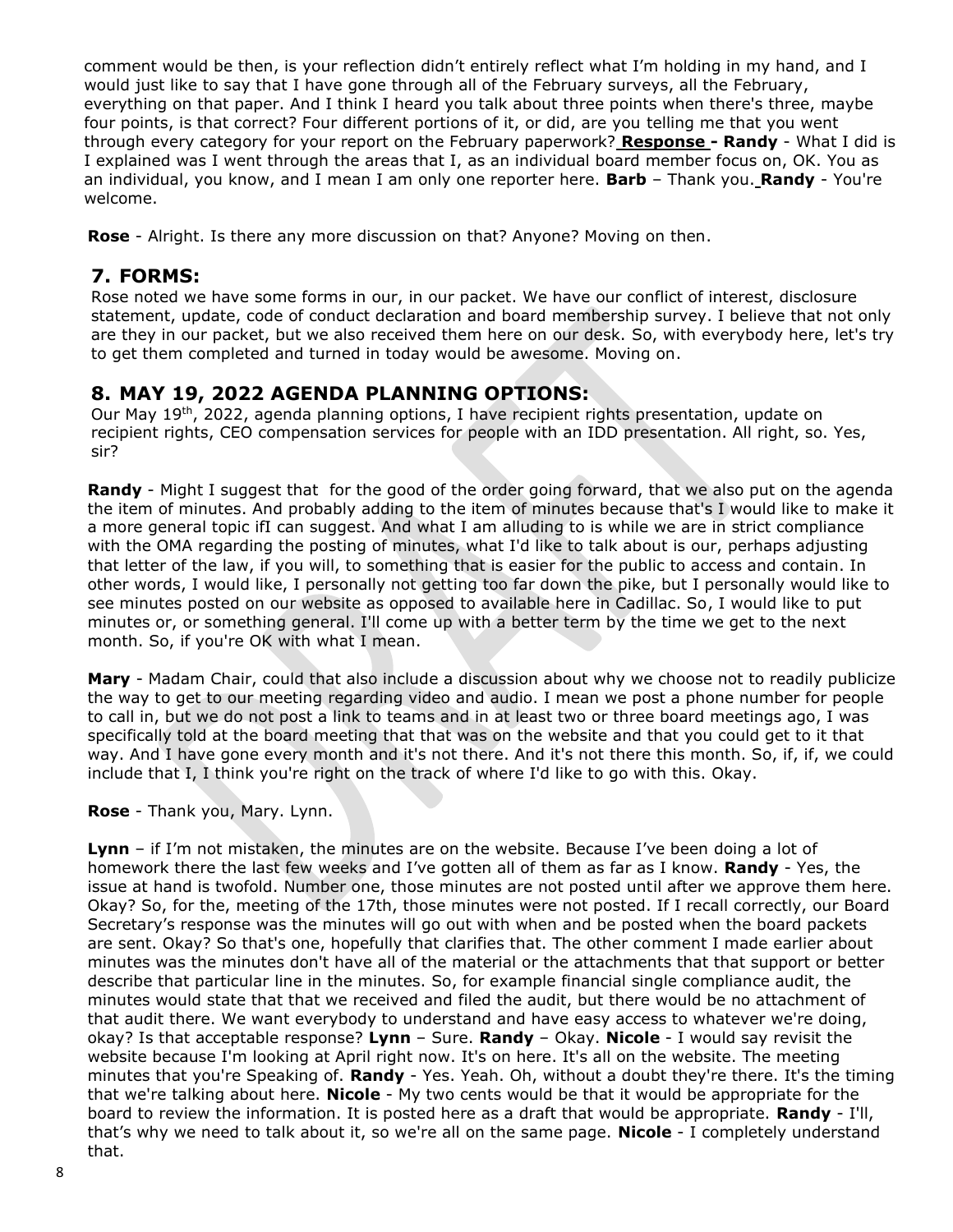comment would be then, is your reflection didn't entirely reflect what I'm holding in my hand, and I would just like to say that I have gone through all of the February surveys, all the February, everything on that paper. And I think I heard you talk about three points when there's three, maybe four points, is that correct? Four different portions of it, or did, are you telling me that you went through every category for your report on the February paperwork? **Response - Randy** - What I did is I explained was I went through the areas that I, as an individual board member focus on, OK. You as an individual, you know, and I mean I am only one reporter here. **Barb** – Thank you. **Randy** - You're welcome.

**Rose** - Alright. Is there any more discussion on that? Anyone? Moving on then.

## 7. FORMS:

Rose noted we have some forms in our, in our packet. We have our conflict of interest, disclosure statement, update, code of conduct declaration and board membership survey. I believe that not only are they in our packet, but we also received them here on our desk. So, with everybody here, let's try to get them completed and turned in today would be awesome. Moving on.

## 8. MAY 19, 2022 AGENDA PLANNING OPTIONS:

Our May 19th, 2022, agenda planning options, I have recipient rights presentation, update on recipient rights, CEO compensation services for people with an IDD presentation. All right, so. Yes, sir?

**Randy** - Might I suggest that for the good of the order going forward, that we also put on the agenda the item of minutes. And probably adding to the item of minutes because that's I would like to make it a more general topic ifI can suggest. And what I am alluding to is while we are in strict compliance with the OMA regarding the posting of minutes, what I'd like to talk about is our, perhaps adjusting that letter of the law, if you will, to something that is easier for the public to access and contain. In other words, I would like, I personally not getting too far down the pike, but I personally would like to see minutes posted on our website as opposed to available here in Cadillac. So, I would like to put minutes or, or something general. I'll come up with a better term by the time we get to the next month. So, if you're OK with what I mean.

**Mary** - Madam Chair, could that also include a discussion about why we choose not to readily publicize the way to get to our meeting regarding video and audio. I mean we post a phone number for people to call in, but we do not post a link to teams and in at least two or three board meetings ago, I was specifically told at the board meeting that that was on the website and that you could get to it that way. And I have gone every month and it's not there. And it's not there this month. So, if, if, we could include that I, I think you're right on the track of where I'd like to go with this. Okay.

**Rose** - Thank you, Mary. Lynn.

**Lynn** – if I'm not mistaken, the minutes are on the website. Because I've been doing a lot of homework there the last few weeks and I've gotten all of them as far as I know. **Randy** - Yes, the issue at hand is twofold. Number one, those minutes are not posted until after we approve them here. Okay? So, for the, meeting of the 17th, those minutes were not posted. If I recall correctly, our Board Secretary's response was the minutes will go out with when and be posted when the board packets are sent. Okay? So that's one, hopefully that clarifies that. The other comment I made earlier about minutes was the minutes don't have all of the material or the attachments that that support or better describe that particular line in the minutes. So, for example financial single compliance audit, the minutes would state that that we received and filed the audit, but there would be no attachment of that audit there. We want everybody to understand and have easy access to whatever we're doing, okay? Is that acceptable response? **Lynn** – Sure. **Randy** – Okay. **Nicole** - I would say revisit the website because I'm looking at April right now. It's on here. It's all on the website. The meeting minutes that you're Speaking of. **Randy** - Yes. Yeah. Oh, without a doubt they're there. It's the timing that we're talking about here. **Nicole** - My two cents would be that it would be appropriate for the board to review the information. It is posted here as a draft that would be appropriate. **Randy** - I'll, that's why we need to talk about it, so we're all on the same page. **Nicole** - I completely understand that.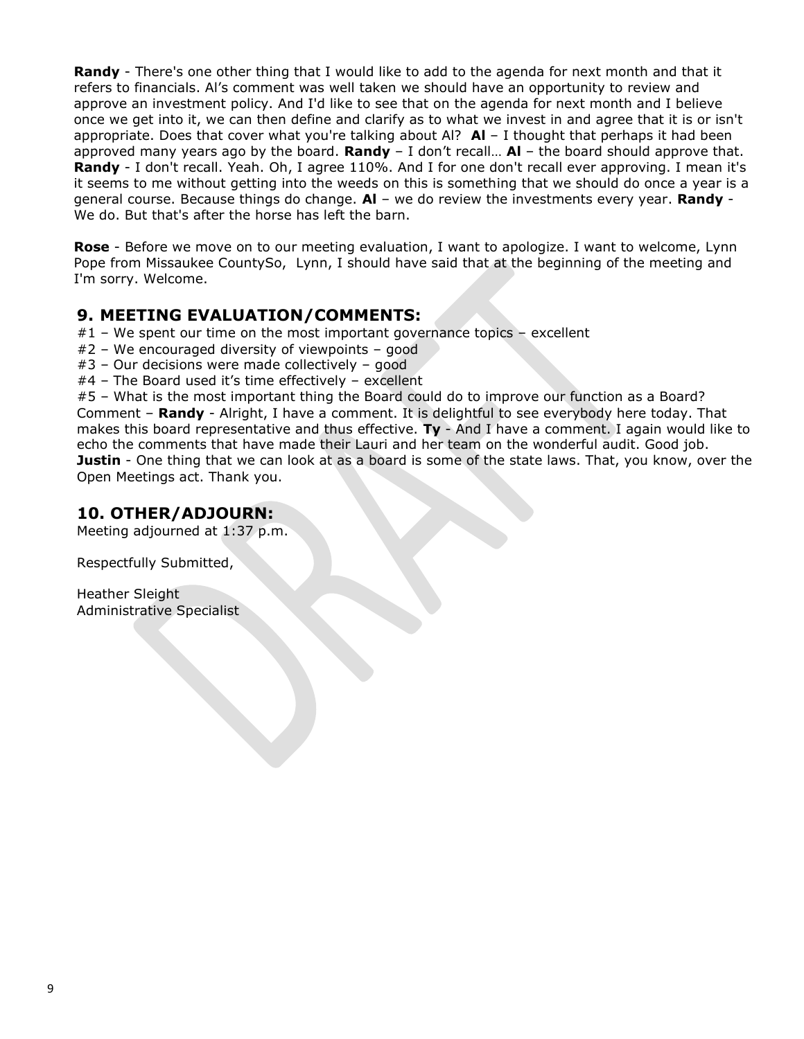**Randy** - There's one other thing that I would like to add to the agenda for next month and that it refers to financials. Al's comment was well taken we should have an opportunity to review and approve an investment policy. And I'd like to see that on the agenda for next month and I believe once we get into it, we can then define and clarify as to what we invest in and agree that it is or isn't appropriate. Does that cover what you're talking about Al? **Al** – I thought that perhaps it had been approved many years ago by the board. **Randy** – I don't recall… **Al** – the board should approve that. **Randy** - I don't recall. Yeah. Oh, I agree 110%. And I for one don't recall ever approving. I mean it's it seems to me without getting into the weeds on this is something that we should do once a year is a general course. Because things do change. **Al** – we do review the investments every year. **Randy** - We do. But that's after the horse has left the barn.

**Rose** - Before we move on to our meeting evaluation, I want to apologize. I want to welcome, Lynn Pope from Missaukee CountySo, Lynn, I should have said that at the beginning of the meeting and I'm sorry. Welcome.

## 9. MEETING EVALUATION/COMMENTS:

#1 – We spent our time on the most important governance topics – excellent
#2 – We encouraged diversity of viewpoints – good
#3 – Our decisions were made collectively – good
#4 – The Board used it's time effectively – excellent
#5 – What is the most important thing the Board could do to improve our function as a Board?
Comment – **Randy** - Alright, I have a comment. It is delightful to see everybody here today. That makes this board representative and thus effective. **Ty** - And I have a comment. I again would like to echo the comments that have made their Lauri and her team on the wonderful audit. Good job.
**Justin** - One thing that we can look at as a board is some of the state laws. That, you know, over the Open Meetings act. Thank you.

## 10. OTHER/ADJOURN:

Meeting adjourned at 1:37 p.m.

Respectfully Submitted,

Heather Sleight
Administrative Specialist